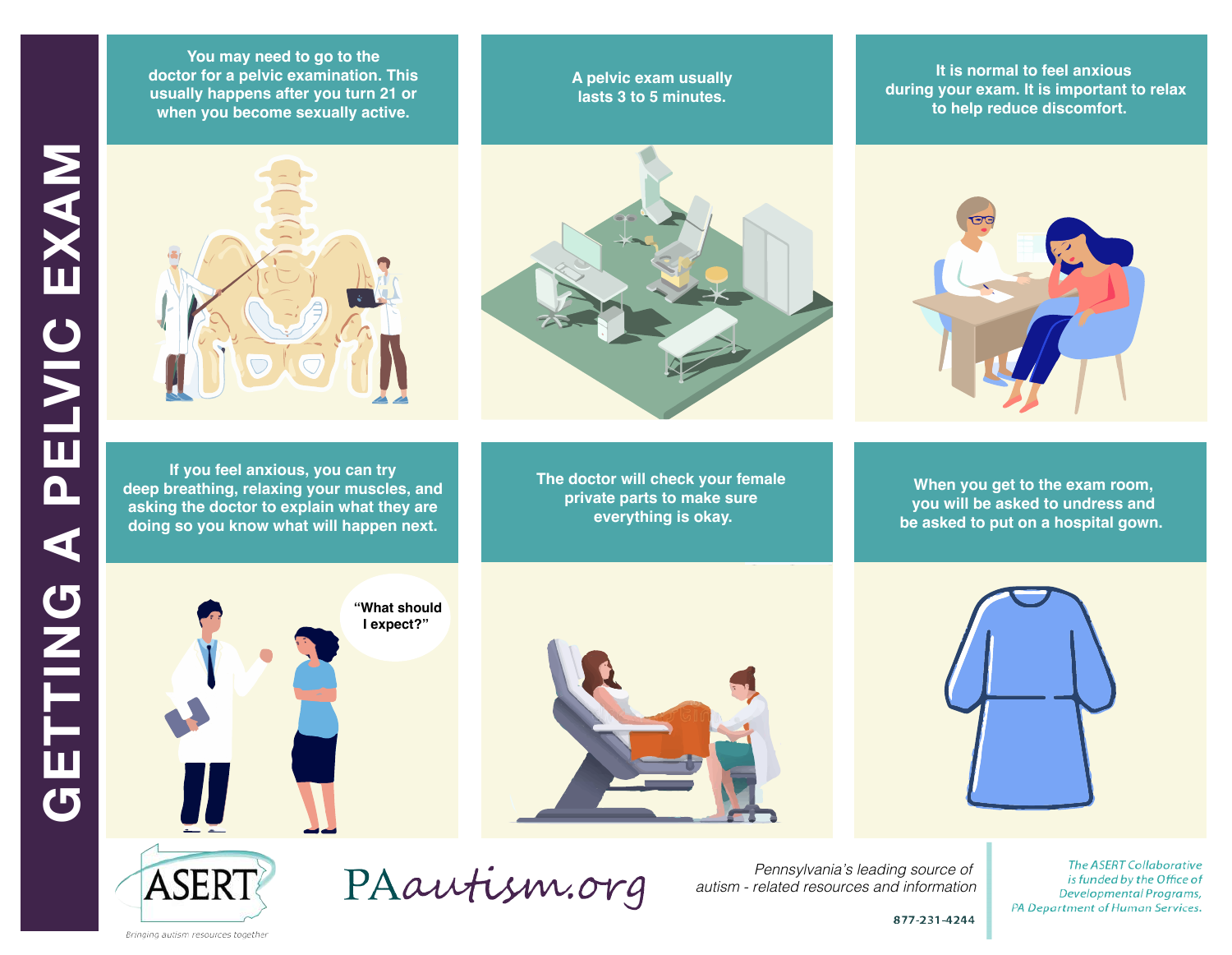# GETTING A PELVIC EXAM

You may need to go to the doctor for a pelvic examination. This usually happens after you turn 21 or when you become sexually active.

A pelvic exam usually lasts 3 to 5 minutes.

It is normal to feel anxious during your exam. It is important to relax to help reduce discomfort.

If you feel anxious, you can try deep breathing, relaxing your muscles, and asking the doctor to explain what they are doing so you know what will happen next.

"What should I expect?"

The doctor will check your female private parts to make sure everything is okay.

When you get to the exam room, you will be asked to undress and be asked to put on a hospital gown.

ASERT

*Bringing autism resources together*

PAautism.org

*Pennsylvania's leading source of autism - related resources and information*

877-231-4244

*The ASERT Collaborative is funded by the Office of Developmental Programs, PA Department of Human Services.*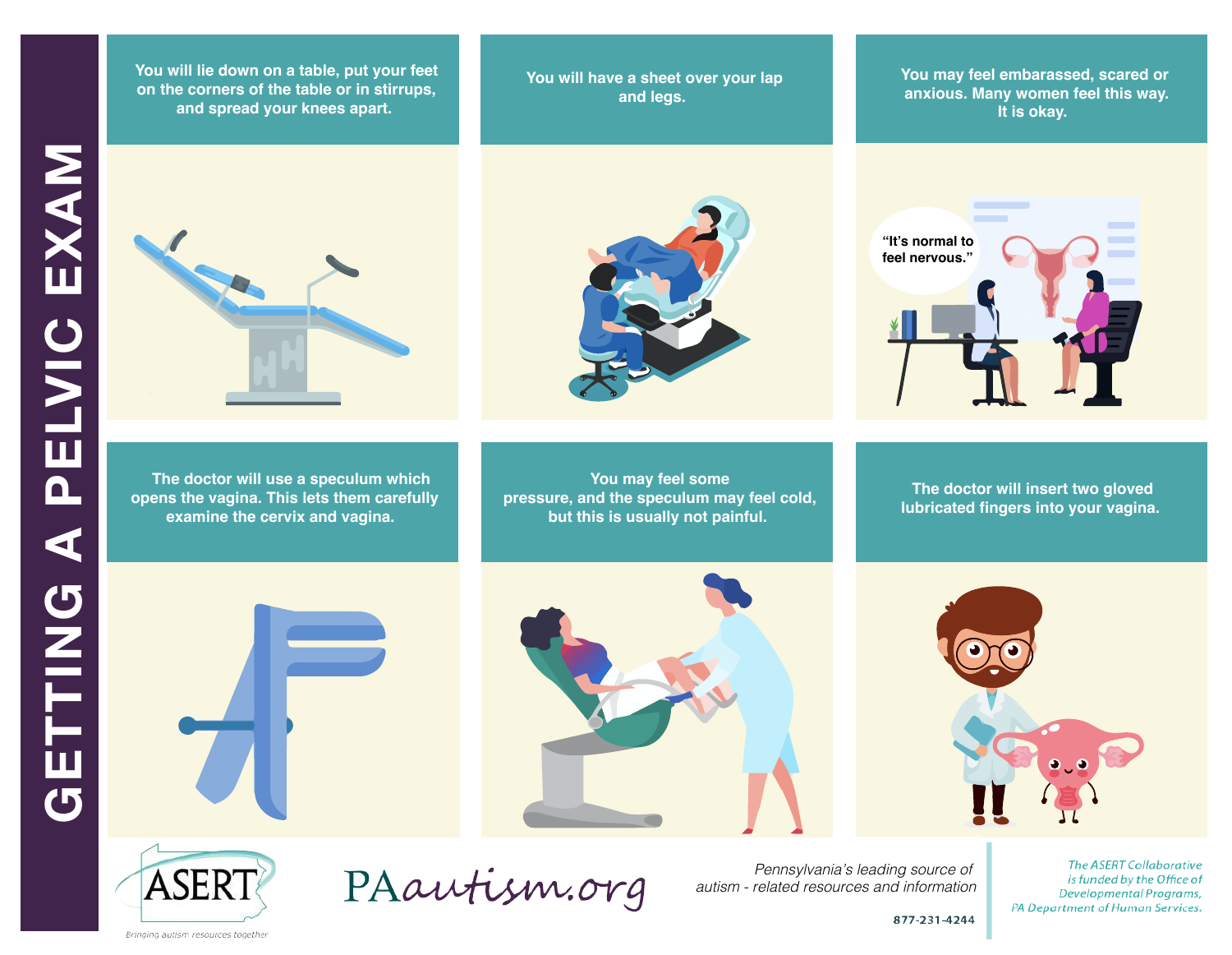# GETTING A PELVIC EXAM

You will lie down on a table, put your feet on the corners of the table or in stirrups, and spread your knees apart.

You will have a sheet over your lap and legs.

You may feel embarassed, scared or anxious. Many women feel this way. It is okay.

"It's normal to feel nervous."

The doctor will use a speculum which opens the vagina. This lets them carefully examine the cervix and vagina.

You may feel some pressure, and the speculum may feel cold, but this is usually not painful.

The doctor will insert two gloved lubricated fingers into your vagina.

ASERT

*Bringing autism resources together*

PAautism.org

*Pennsylvania's leading source of autism - related resources and information*

877-231-4244

*The ASERT Collaborative is funded by the Office of Developmental Programs, PA Department of Human Services.*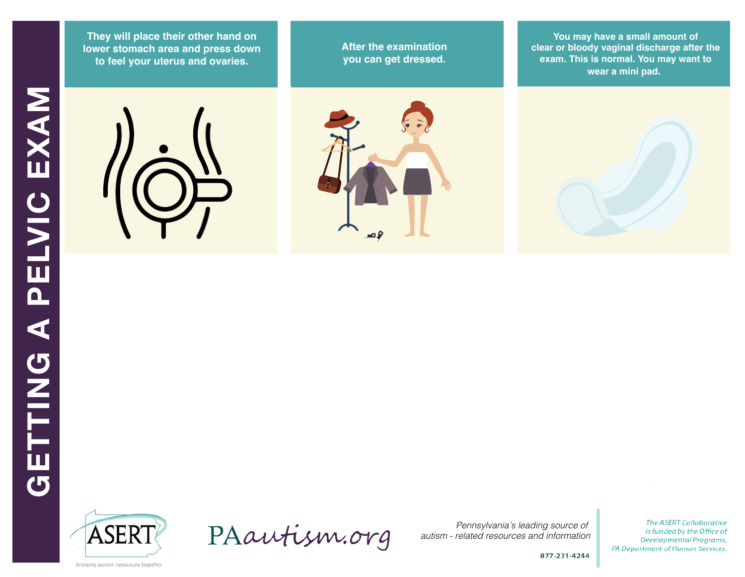# GETTING A PELVIC EXAM

They will place their other hand on lower stomach area and press down to feel your uterus and ovaries.

After the examination you can get dressed.

You may have a small amount of clear or bloody vaginal discharge after the exam. This is normal. You may want to wear a mini pad.

ASERT

Bringing autism resources together

PAautism.org

*Pennsylvania's leading source of autism - related resources and information*

877-231-4244

*The ASERT Collaborative is funded by the Office of Developmental Programs, PA Department of Human Services.*